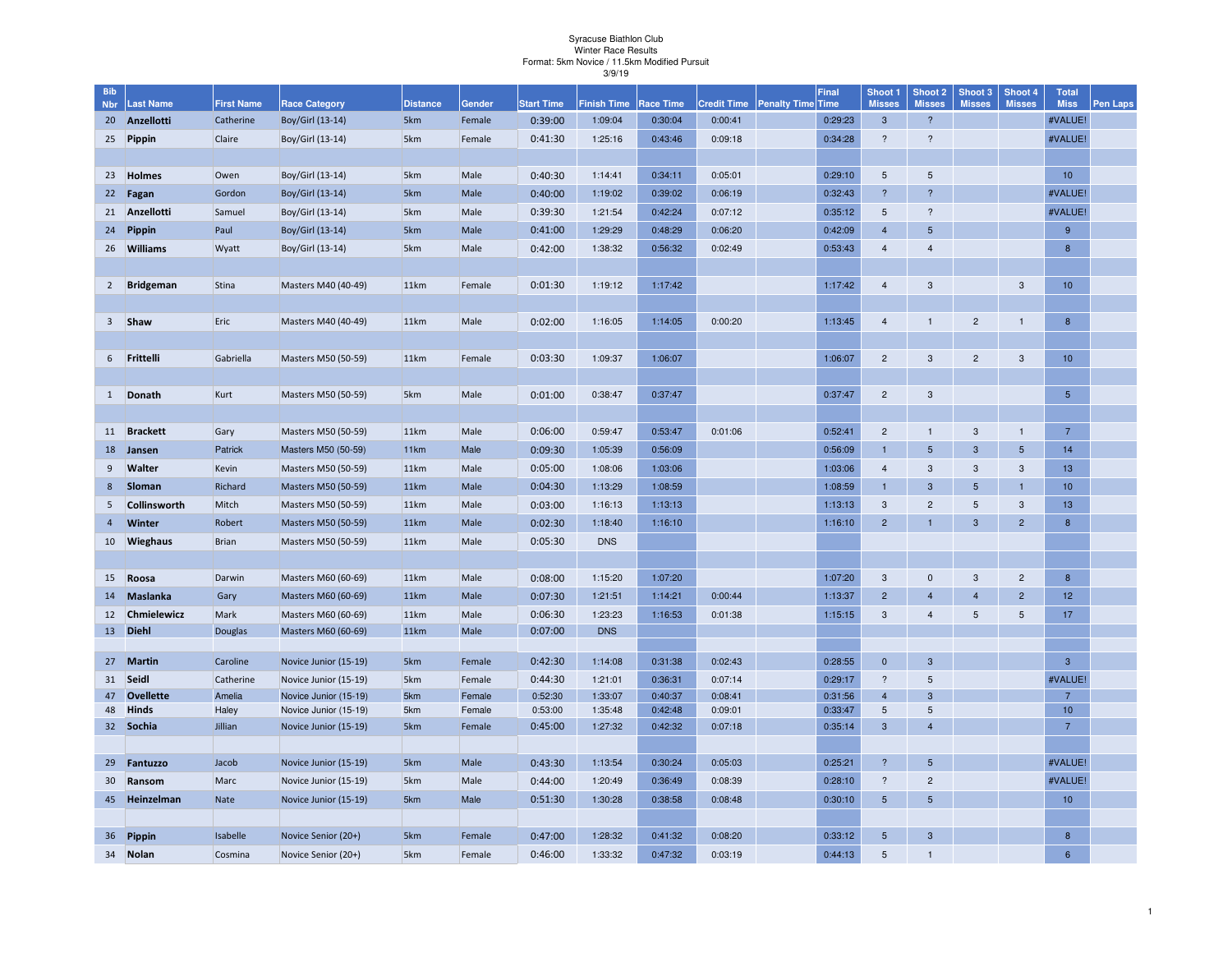Syracuse Biathlon Club
Winter Race Results
Format: 5km Novice / 11.5km Modified Pursuit
3/9/19

| Bib Nbr | Last Name | First Name | Race Category | Distance | Gender | Start Time | Finish Time | Race Time | Credit Time | Penalty Time | Final Time | Shoot 1 Misses | Shoot 2 Misses | Shoot 3 Misses | Shoot 4 Misses | Total Miss | Pen Laps |
|---|---|---|---|---|---|---|---|---|---|---|---|---|---|---|---|---|---|
| 20 | **Anzellotti** | Catherine | Boy/Girl (13-14) | 5km | Female | 0:39:00 | 1:09:04 | 0:30:04 | 0:00:41 | | 0:29:23 | 3 | ? | | | #VALUE! | |
| 25 | **Pippin** | Claire | Boy/Girl (13-14) | 5km | Female | 0:41:30 | 1:25:16 | 0:43:46 | 0:09:18 | | 0:34:28 | ? | ? | | | #VALUE! | |
| | | | | | | | | | | | | | | | | | |
| 23 | **Holmes** | Owen | Boy/Girl (13-14) | 5km | Male | 0:40:30 | 1:14:41 | 0:34:11 | 0:05:01 | | 0:29:10 | 5 | 5 | | | 10 | |
| 22 | **Fagan** | Gordon | Boy/Girl (13-14) | 5km | Male | 0:40:00 | 1:19:02 | 0:39:02 | 0:06:19 | | 0:32:43 | ? | ? | | | #VALUE! | |
| 21 | **Anzellotti** | Samuel | Boy/Girl (13-14) | 5km | Male | 0:39:30 | 1:21:54 | 0:42:24 | 0:07:12 | | 0:35:12 | 5 | ? | | | #VALUE! | |
| 24 | **Pippin** | Paul | Boy/Girl (13-14) | 5km | Male | 0:41:00 | 1:29:29 | 0:48:29 | 0:06:20 | | 0:42:09 | 4 | 5 | | | 9 | |
| 26 | **Williams** | Wyatt | Boy/Girl (13-14) | 5km | Male | 0:42:00 | 1:38:32 | 0:56:32 | 0:02:49 | | 0:53:43 | 4 | 4 | | | 8 | |
| | | | | | | | | | | | | | | | | | |
| 2 | **Bridgeman** | Stina | Masters M40 (40-49) | 11km | Female | 0:01:30 | 1:19:12 | 1:17:42 | | | 1:17:42 | 4 | 3 | | 3 | 10 | |
| | | | | | | | | | | | | | | | | | |
| 3 | **Shaw** | Eric | Masters M40 (40-49) | 11km | Male | 0:02:00 | 1:16:05 | 1:14:05 | 0:00:20 | | 1:13:45 | 4 | 1 | 2 | 1 | 8 | |
| | | | | | | | | | | | | | | | | | |
| 6 | **Frittelli** | Gabriella | Masters M50 (50-59) | 11km | Female | 0:03:30 | 1:09:37 | 1:06:07 | | | 1:06:07 | 2 | 3 | 2 | 3 | 10 | |
| | | | | | | | | | | | | | | | | | |
| 1 | **Donath** | Kurt | Masters M50 (50-59) | 5km | Male | 0:01:00 | 0:38:47 | 0:37:47 | | | 0:37:47 | 2 | 3 | | | 5 | |
| | | | | | | | | | | | | | | | | | |
| 11 | **Brackett** | Gary | Masters M50 (50-59) | 11km | Male | 0:06:00 | 0:59:47 | 0:53:47 | 0:01:06 | | 0:52:41 | 2 | 1 | 3 | 1 | 7 | |
| 18 | **Jansen** | Patrick | Masters M50 (50-59) | 11km | Male | 0:09:30 | 1:05:39 | 0:56:09 | | | 0:56:09 | 1 | 5 | 3 | 5 | 14 | |
| 9 | **Walter** | Kevin | Masters M50 (50-59) | 11km | Male | 0:05:00 | 1:08:06 | 1:03:06 | | | 1:03:06 | 4 | 3 | 3 | 3 | 13 | |
| 8 | **Sloman** | Richard | Masters M50 (50-59) | 11km | Male | 0:04:30 | 1:13:29 | 1:08:59 | | | 1:08:59 | 1 | 3 | 5 | 1 | 10 | |
| 5 | **Collinsworth** | Mitch | Masters M50 (50-59) | 11km | Male | 0:03:00 | 1:16:13 | 1:13:13 | | | 1:13:13 | 3 | 2 | 5 | 3 | 13 | |
| 4 | **Winter** | Robert | Masters M50 (50-59) | 11km | Male | 0:02:30 | 1:18:40 | 1:16:10 | | | 1:16:10 | 2 | 1 | 3 | 2 | 8 | |
| 10 | **Wieghaus** | Brian | Masters M50 (50-59) | 11km | Male | 0:05:30 | DNS | | | | | | | | | | |
| | | | | | | | | | | | | | | | | | |
| 15 | **Roosa** | Darwin | Masters M60 (60-69) | 11km | Male | 0:08:00 | 1:15:20 | 1:07:20 | | | 1:07:20 | 3 | 0 | 3 | 2 | 8 | |
| 14 | **Maslanka** | Gary | Masters M60 (60-69) | 11km | Male | 0:07:30 | 1:21:51 | 1:14:21 | 0:00:44 | | 1:13:37 | 2 | 4 | 4 | 2 | 12 | |
| 12 | **Chmielewicz** | Mark | Masters M60 (60-69) | 11km | Male | 0:06:30 | 1:23:23 | 1:16:53 | 0:01:38 | | 1:15:15 | 3 | 4 | 5 | 5 | 17 | |
| 13 | **Diehl** | Douglas | Masters M60 (60-69) | 11km | Male | 0:07:00 | DNS | | | | | | | | | | |
| | | | | | | | | | | | | | | | | | |
| 27 | **Martin** | Caroline | Novice Junior (15-19) | 5km | Female | 0:42:30 | 1:14:08 | 0:31:38 | 0:02:43 | | 0:28:55 | 0 | 3 | | | 3 | |
| 31 | **Seidl** | Catherine | Novice Junior (15-19) | 5km | Female | 0:44:30 | 1:21:01 | 0:36:31 | 0:07:14 | | 0:29:17 | ? | 5 | | | #VALUE! | |
| 47 | **Ovellette** | Amelia | Novice Junior (15-19) | 5km | Female | 0:52:30 | 1:33:07 | 0:40:37 | 0:08:41 | | 0:31:56 | 4 | 3 | | | 7 | |
| 48 | **Hinds** | Haley | Novice Junior (15-19) | 5km | Female | 0:53:00 | 1:35:48 | 0:42:48 | 0:09:01 | | 0:33:47 | 5 | 5 | | | 10 | |
| 32 | **Sochia** | Jillian | Novice Junior (15-19) | 5km | Female | 0:45:00 | 1:27:32 | 0:42:32 | 0:07:18 | | 0:35:14 | 3 | 4 | | | 7 | |
| | | | | | | | | | | | | | | | | | |
| 29 | **Fantuzzo** | Jacob | Novice Junior (15-19) | 5km | Male | 0:43:30 | 1:13:54 | 0:30:24 | 0:05:03 | | 0:25:21 | ? | 5 | | | #VALUE! | |
| 30 | **Ransom** | Marc | Novice Junior (15-19) | 5km | Male | 0:44:00 | 1:20:49 | 0:36:49 | 0:08:39 | | 0:28:10 | ? | 2 | | | #VALUE! | |
| 45 | **Heinzelman** | Nate | Novice Junior (15-19) | 5km | Male | 0:51:30 | 1:30:28 | 0:38:58 | 0:08:48 | | 0:30:10 | 5 | 5 | | | 10 | |
| | | | | | | | | | | | | | | | | | |
| 36 | **Pippin** | Isabelle | Novice Senior (20+) | 5km | Female | 0:47:00 | 1:28:32 | 0:41:32 | 0:08:20 | | 0:33:12 | 5 | 3 | | | 8 | |
| 34 | **Nolan** | Cosmina | Novice Senior (20+) | 5km | Female | 0:46:00 | 1:33:32 | 0:47:32 | 0:03:19 | | 0:44:13 | 5 | 1 | | | 6 | |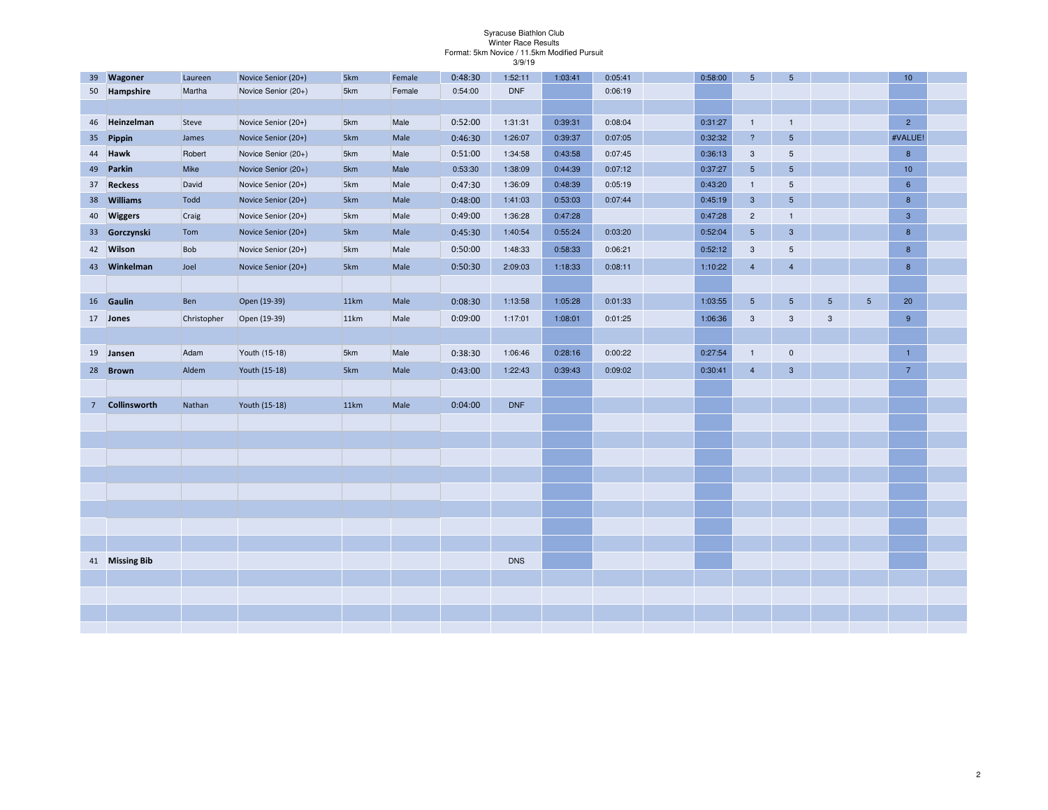Syracuse Biathlon Club
Winter Race Results
Format: 5km Novice / 11.5km Modified Pursuit
3/9/19

| | | | | | | | | | | | | | | | | | | |
|---|---|---|---|---|---|---|---|---|---|---|---|---|---|---|---|---|---|---|
| 39 | **Wagoner** | Laureen | Novice Senior (20+) | 5km | Female | 0:48:30 | 1:52:11 | 1:03:41 | 0:05:41 | | 0:58:00 | 5 | 5 | | | 10 | |
| 50 | **Hampshire** | Martha | Novice Senior (20+) | 5km | Female | 0:54:00 | DNF | | 0:06:19 | | | | | | | | |
| | | | | | | | | | | | | | | | | | |
| 46 | **Heinzelman** | Steve | Novice Senior (20+) | 5km | Male | 0:52:00 | 1:31:31 | 0:39:31 | 0:08:04 | | 0:31:27 | 1 | 1 | | | 2 | |
| 35 | **Pippin** | James | Novice Senior (20+) | 5km | Male | 0:46:30 | 1:26:07 | 0:39:37 | 0:07:05 | | 0:32:32 | ? | 5 | | | #VALUE! | |
| 44 | **Hawk** | Robert | Novice Senior (20+) | 5km | Male | 0:51:00 | 1:34:58 | 0:43:58 | 0:07:45 | | 0:36:13 | 3 | 5 | | | 8 | |
| 49 | **Parkin** | Mike | Novice Senior (20+) | 5km | Male | 0:53:30 | 1:38:09 | 0:44:39 | 0:07:12 | | 0:37:27 | 5 | 5 | | | 10 | |
| 37 | **Reckess** | David | Novice Senior (20+) | 5km | Male | 0:47:30 | 1:36:09 | 0:48:39 | 0:05:19 | | 0:43:20 | 1 | 5 | | | 6 | |
| 38 | **Williams** | Todd | Novice Senior (20+) | 5km | Male | 0:48:00 | 1:41:03 | 0:53:03 | 0:07:44 | | 0:45:19 | 3 | 5 | | | 8 | |
| 40 | **Wiggers** | Craig | Novice Senior (20+) | 5km | Male | 0:49:00 | 1:36:28 | 0:47:28 | | | 0:47:28 | 2 | 1 | | | 3 | |
| 33 | **Gorczynski** | Tom | Novice Senior (20+) | 5km | Male | 0:45:30 | 1:40:54 | 0:55:24 | 0:03:20 | | 0:52:04 | 5 | 3 | | | 8 | |
| 42 | **Wilson** | Bob | Novice Senior (20+) | 5km | Male | 0:50:00 | 1:48:33 | 0:58:33 | 0:06:21 | | 0:52:12 | 3 | 5 | | | 8 | |
| 43 | **Winkelman** | Joel | Novice Senior (20+) | 5km | Male | 0:50:30 | 2:09:03 | 1:18:33 | 0:08:11 | | 1:10:22 | 4 | 4 | | | 8 | |
| | | | | | | | | | | | | | | | | | |
| 16 | **Gaulin** | Ben | Open (19-39) | 11km | Male | 0:08:30 | 1:13:58 | 1:05:28 | 0:01:33 | | 1:03:55 | 5 | 5 | 5 | 5 | 20 | |
| 17 | **Jones** | Christopher | Open (19-39) | 11km | Male | 0:09:00 | 1:17:01 | 1:08:01 | 0:01:25 | | 1:06:36 | 3 | 3 | 3 | | 9 | |
| | | | | | | | | | | | | | | | | | |
| 19 | **Jansen** | Adam | Youth (15-18) | 5km | Male | 0:38:30 | 1:06:46 | 0:28:16 | 0:00:22 | | 0:27:54 | 1 | 0 | | | 1 | |
| 28 | **Brown** | Aldem | Youth (15-18) | 5km | Male | 0:43:00 | 1:22:43 | 0:39:43 | 0:09:02 | | 0:30:41 | 4 | 3 | | | 7 | |
| | | | | | | | | | | | | | | | | | |
| 7 | **Collinsworth** | Nathan | Youth (15-18) | 11km | Male | 0:04:00 | DNF | | | | | | | | | | |
| 41 | **Missing Bib** | | | | | | DNS | | | | | | | | | | |